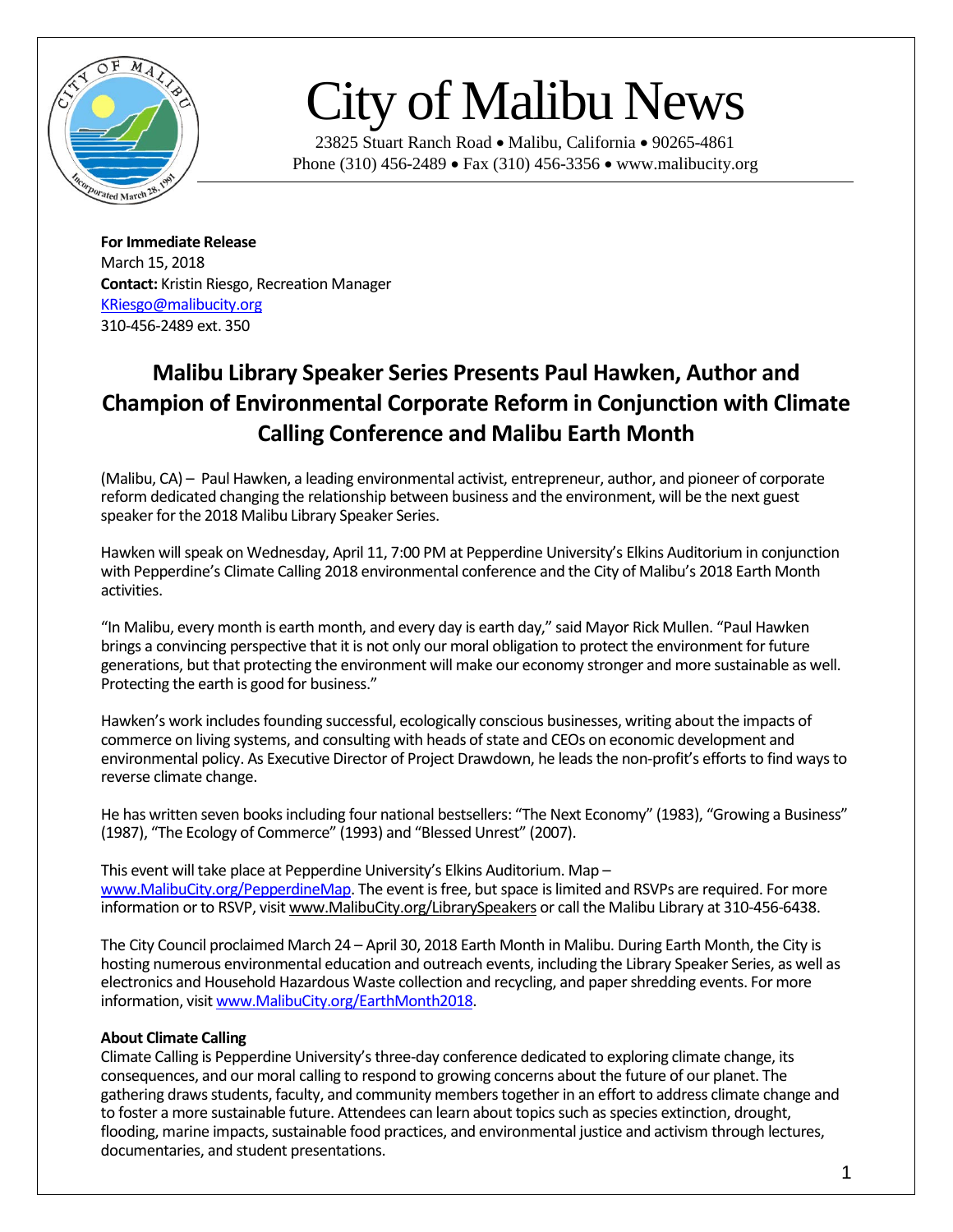# City of Malibu News

23825 Stuart Ranch Road • Malibu, California • 90265-4861
Phone (310) 456-2489 • Fax (310) 456-3356 • www.malibucity.org

**For Immediate Release**
March 15, 2018
**Contact:** Kristin Riesgo, Recreation Manager
KRiesgo@malibucity.org
310-456-2489 ext. 350

## Malibu Library Speaker Series Presents Paul Hawken, Author and Champion of Environmental Corporate Reform in Conjunction with Climate Calling Conference and Malibu Earth Month

(Malibu, CA) – Paul Hawken, a leading environmental activist, entrepreneur, author, and pioneer of corporate reform dedicated changing the relationship between business and the environment, will be the next guest speaker for the 2018 Malibu Library Speaker Series.

Hawken will speak on Wednesday, April 11, 7:00 PM at Pepperdine University's Elkins Auditorium in conjunction with Pepperdine's Climate Calling 2018 environmental conference and the City of Malibu's 2018 Earth Month activities.

"In Malibu, every month is earth month, and every day is earth day," said Mayor Rick Mullen. "Paul Hawken brings a convincing perspective that it is not only our moral obligation to protect the environment for future generations, but that protecting the environment will make our economy stronger and more sustainable as well. Protecting the earth is good for business."

Hawken's work includes founding successful, ecologically conscious businesses, writing about the impacts of commerce on living systems, and consulting with heads of state and CEOs on economic development and environmental policy. As Executive Director of Project Drawdown, he leads the non-profit's efforts to find ways to reverse climate change.

He has written seven books including four national bestsellers: "The Next Economy" (1983), "Growing a Business" (1987), "The Ecology of Commerce" (1993) and "Blessed Unrest" (2007).

This event will take place at Pepperdine University's Elkins Auditorium. Map – www.MalibuCity.org/PepperdineMap. The event is free, but space is limited and RSVPs are required. For more information or to RSVP, visit www.MalibuCity.org/LibrarySpeakers or call the Malibu Library at 310-456-6438.

The City Council proclaimed March 24 – April 30, 2018 Earth Month in Malibu. During Earth Month, the City is hosting numerous environmental education and outreach events, including the Library Speaker Series, as well as electronics and Household Hazardous Waste collection and recycling, and paper shredding events. For more information, visit www.MalibuCity.org/EarthMonth2018.

**About Climate Calling**
Climate Calling is Pepperdine University's three-day conference dedicated to exploring climate change, its consequences, and our moral calling to respond to growing concerns about the future of our planet. The gathering draws students, faculty, and community members together in an effort to address climate change and to foster a more sustainable future. Attendees can learn about topics such as species extinction, drought, flooding, marine impacts, sustainable food practices, and environmental justice and activism through lectures, documentaries, and student presentations.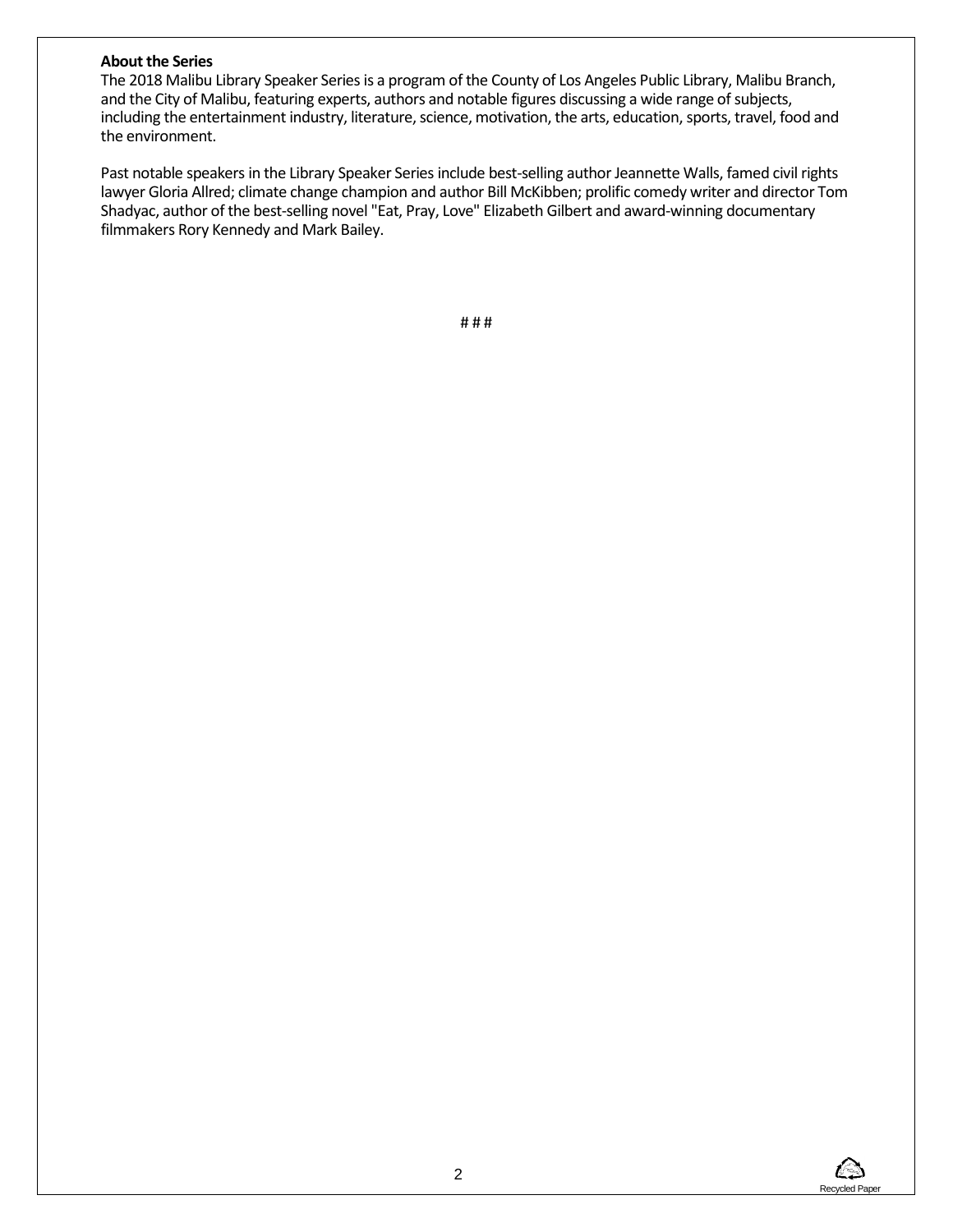**About the Series**

The 2018 Malibu Library Speaker Series is a program of the County of Los Angeles Public Library, Malibu Branch, and the City of Malibu, featuring experts, authors and notable figures discussing a wide range of subjects, including the entertainment industry, literature, science, motivation, the arts, education, sports, travel, food and the environment.

Past notable speakers in the Library Speaker Series include best-selling author Jeannette Walls, famed civil rights lawyer Gloria Allred; climate change champion and author Bill McKibben; prolific comedy writer and director Tom Shadyac, author of the best-selling novel "Eat, Pray, Love" Elizabeth Gilbert and award-winning documentary filmmakers Rory Kennedy and Mark Bailey.

# # #

Recycled Paper